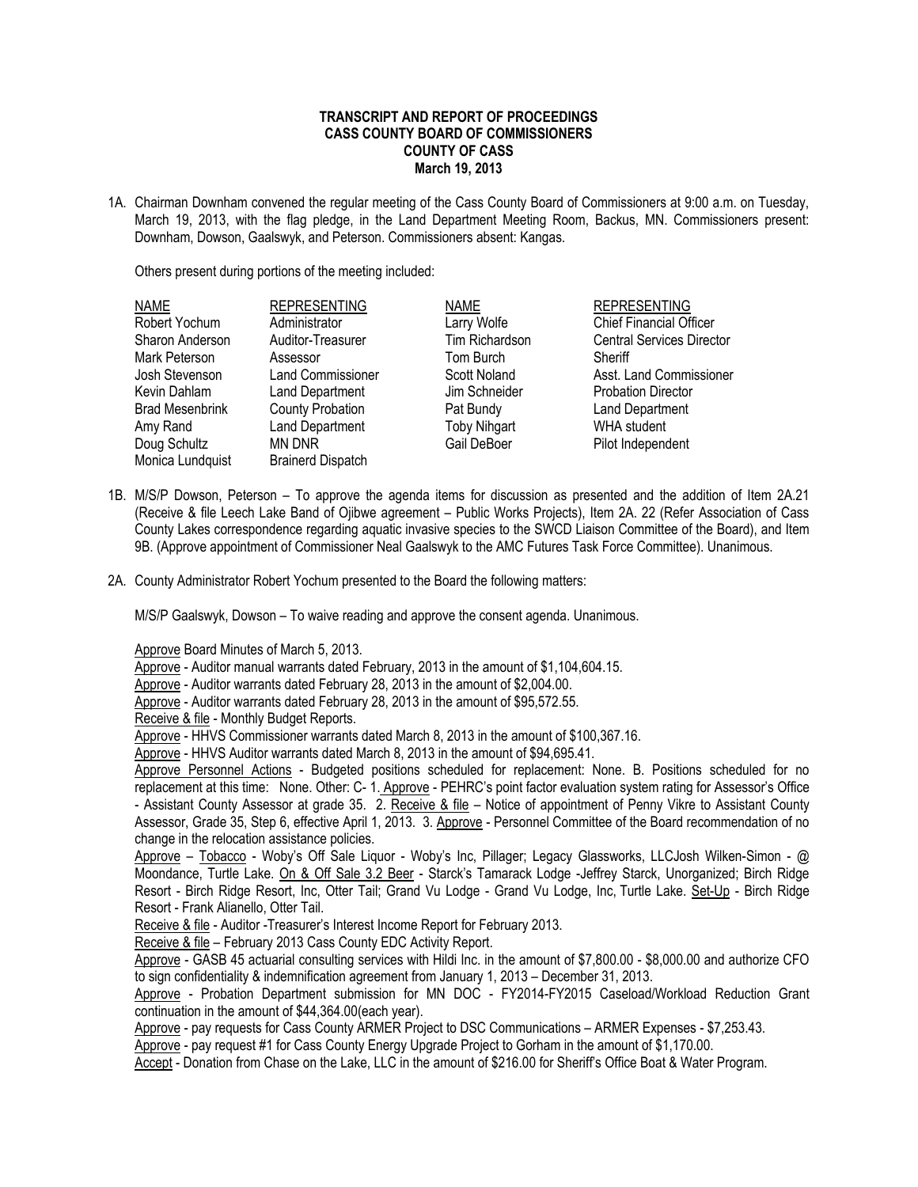**TRANSCRIPT AND REPORT OF PROCEEDINGS**
**CASS COUNTY BOARD OF COMMISSIONERS**
**COUNTY OF CASS**
**March 19, 2013**

1A. Chairman Downham convened the regular meeting of the Cass County Board of Commissioners at 9:00 a.m. on Tuesday, March 19, 2013, with the flag pledge, in the Land Department Meeting Room, Backus, MN. Commissioners present: Downham, Dowson, Gaalswyk, and Peterson. Commissioners absent: Kangas.

Others present during portions of the meeting included:

| NAME | REPRESENTING | NAME | REPRESENTING |
|---|---|---|---|
| Robert Yochum | Administrator | Larry Wolfe | Chief Financial Officer |
| Sharon Anderson | Auditor-Treasurer | Tim Richardson | Central Services Director |
| Mark Peterson | Assessor | Tom Burch | Sheriff |
| Josh Stevenson | Land Commissioner | Scott Noland | Asst. Land Commissioner |
| Kevin Dahlam | Land Department | Jim Schneider | Probation Director |
| Brad Mesenbrink | County Probation | Pat Bundy | Land Department |
| Amy Rand | Land Department | Toby Nihgart | WHA student |
| Doug Schultz | MN DNR | Gail DeBoer | Pilot Independent |
| Monica Lundquist | Brainerd Dispatch | | |

1B. M/S/P Dowson, Peterson – To approve the agenda items for discussion as presented and the addition of Item 2A.21 (Receive & file Leech Lake Band of Ojibwe agreement – Public Works Projects), Item 2A. 22 (Refer Association of Cass County Lakes correspondence regarding aquatic invasive species to the SWCD Liaison Committee of the Board), and Item 9B. (Approve appointment of Commissioner Neal Gaalswyk to the AMC Futures Task Force Committee). Unanimous.

2A. County Administrator Robert Yochum presented to the Board the following matters:

M/S/P Gaalswyk, Dowson – To waive reading and approve the consent agenda. Unanimous.

Approve Board Minutes of March 5, 2013.
Approve - Auditor manual warrants dated February, 2013 in the amount of $1,104,604.15.
Approve - Auditor warrants dated February 28, 2013 in the amount of $2,004.00.
Approve - Auditor warrants dated February 28, 2013 in the amount of $95,572.55.
Receive & file - Monthly Budget Reports.
Approve - HHVS Commissioner warrants dated March 8, 2013 in the amount of $100,367.16.
Approve - HHVS Auditor warrants dated March 8, 2013 in the amount of $94,695.41.
Approve Personnel Actions - Budgeted positions scheduled for replacement: None. B. Positions scheduled for no replacement at this time: None. Other: C- 1. Approve - PEHRC's point factor evaluation system rating for Assessor's Office - Assistant County Assessor at grade 35. 2. Receive & file – Notice of appointment of Penny Vikre to Assistant County Assessor, Grade 35, Step 6, effective April 1, 2013. 3. Approve - Personnel Committee of the Board recommendation of no change in the relocation assistance policies.
Approve – Tobacco - Woby's Off Sale Liquor - Woby's Inc, Pillager; Legacy Glassworks, LLCJosh Wilken-Simon - @ Moondance, Turtle Lake. On & Off Sale 3.2 Beer - Starck's Tamarack Lodge -Jeffrey Starck, Unorganized; Birch Ridge Resort - Birch Ridge Resort, Inc, Otter Tail; Grand Vu Lodge - Grand Vu Lodge, Inc, Turtle Lake. Set-Up - Birch Ridge Resort - Frank Alianello, Otter Tail.
Receive & file - Auditor -Treasurer's Interest Income Report for February 2013.
Receive & file – February 2013 Cass County EDC Activity Report.
Approve - GASB 45 actuarial consulting services with Hildi Inc. in the amount of $7,800.00 - $8,000.00 and authorize CFO to sign confidentiality & indemnification agreement from January 1, 2013 – December 31, 2013.
Approve - Probation Department submission for MN DOC - FY2014-FY2015 Caseload/Workload Reduction Grant continuation in the amount of $44,364.00(each year).
Approve - pay requests for Cass County ARMER Project to DSC Communications – ARMER Expenses - $7,253.43.
Approve - pay request #1 for Cass County Energy Upgrade Project to Gorham in the amount of $1,170.00.
Accept - Donation from Chase on the Lake, LLC in the amount of $216.00 for Sheriff's Office Boat & Water Program.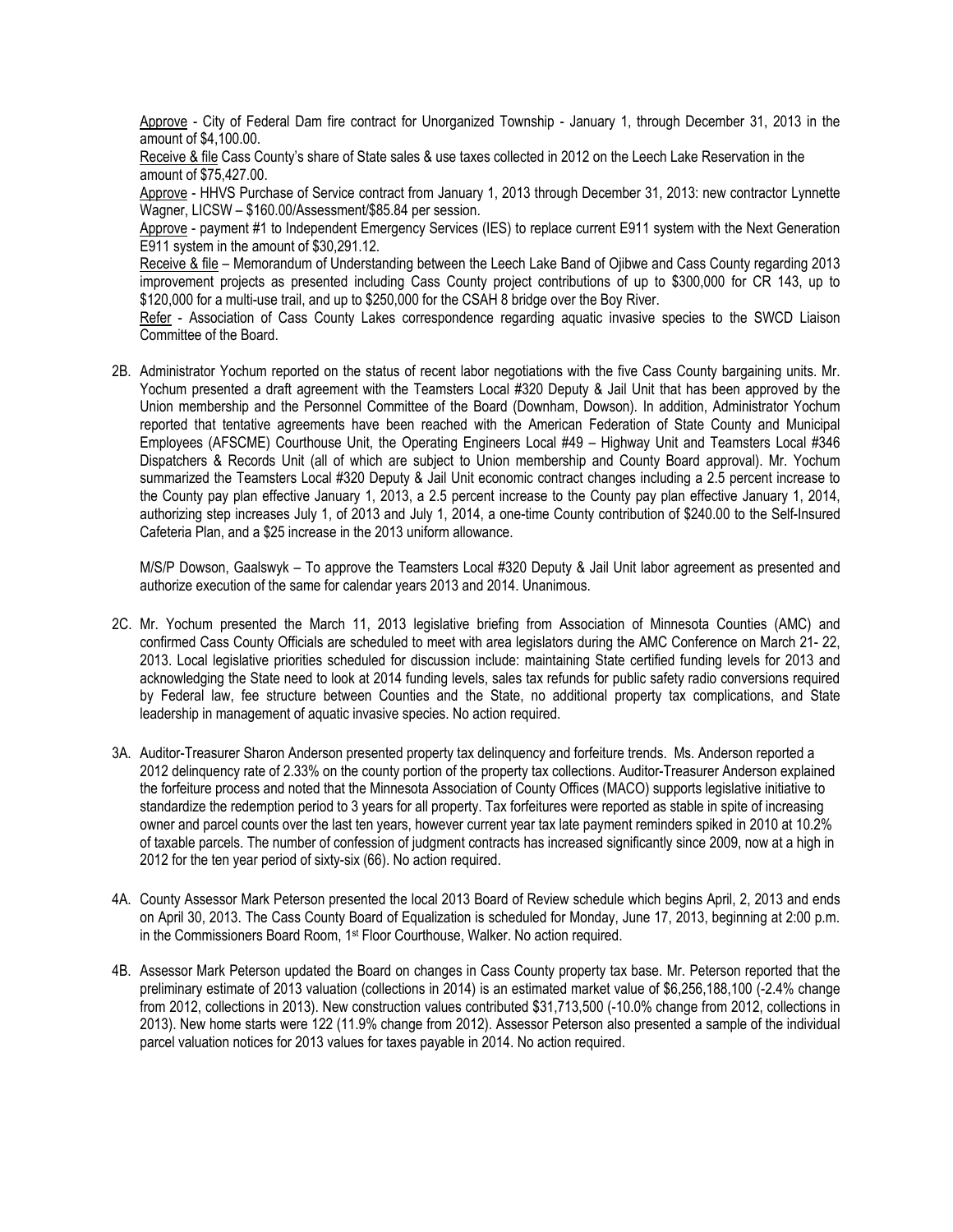Approve - City of Federal Dam fire contract for Unorganized Township - January 1, through December 31, 2013 in the amount of $4,100.00.

Receive & file Cass County's share of State sales & use taxes collected in 2012 on the Leech Lake Reservation in the amount of $75,427.00.

Approve - HHVS Purchase of Service contract from January 1, 2013 through December 31, 2013: new contractor Lynnette Wagner, LICSW – $160.00/Assessment/$85.84 per session.

Approve - payment #1 to Independent Emergency Services (IES) to replace current E911 system with the Next Generation E911 system in the amount of $30,291.12.

Receive & file – Memorandum of Understanding between the Leech Lake Band of Ojibwe and Cass County regarding 2013 improvement projects as presented including Cass County project contributions of up to $300,000 for CR 143, up to $120,000 for a multi-use trail, and up to $250,000 for the CSAH 8 bridge over the Boy River.

Refer - Association of Cass County Lakes correspondence regarding aquatic invasive species to the SWCD Liaison Committee of the Board.

2B. Administrator Yochum reported on the status of recent labor negotiations with the five Cass County bargaining units. Mr. Yochum presented a draft agreement with the Teamsters Local #320 Deputy & Jail Unit that has been approved by the Union membership and the Personnel Committee of the Board (Downham, Dowson). In addition, Administrator Yochum reported that tentative agreements have been reached with the American Federation of State County and Municipal Employees (AFSCME) Courthouse Unit, the Operating Engineers Local #49 – Highway Unit and Teamsters Local #346 Dispatchers & Records Unit (all of which are subject to Union membership and County Board approval). Mr. Yochum summarized the Teamsters Local #320 Deputy & Jail Unit economic contract changes including a 2.5 percent increase to the County pay plan effective January 1, 2013, a 2.5 percent increase to the County pay plan effective January 1, 2014, authorizing step increases July 1, of 2013 and July 1, 2014, a one-time County contribution of $240.00 to the Self-Insured Cafeteria Plan, and a $25 increase in the 2013 uniform allowance.

M/S/P Dowson, Gaalswyk – To approve the Teamsters Local #320 Deputy & Jail Unit labor agreement as presented and authorize execution of the same for calendar years 2013 and 2014. Unanimous.

2C. Mr. Yochum presented the March 11, 2013 legislative briefing from Association of Minnesota Counties (AMC) and confirmed Cass County Officials are scheduled to meet with area legislators during the AMC Conference on March 21- 22, 2013. Local legislative priorities scheduled for discussion include: maintaining State certified funding levels for 2013 and acknowledging the State need to look at 2014 funding levels, sales tax refunds for public safety radio conversions required by Federal law, fee structure between Counties and the State, no additional property tax complications, and State leadership in management of aquatic invasive species. No action required.

3A. Auditor-Treasurer Sharon Anderson presented property tax delinquency and forfeiture trends. Ms. Anderson reported a 2012 delinquency rate of 2.33% on the county portion of the property tax collections. Auditor-Treasurer Anderson explained the forfeiture process and noted that the Minnesota Association of County Offices (MACO) supports legislative initiative to standardize the redemption period to 3 years for all property. Tax forfeitures were reported as stable in spite of increasing owner and parcel counts over the last ten years, however current year tax late payment reminders spiked in 2010 at 10.2% of taxable parcels. The number of confession of judgment contracts has increased significantly since 2009, now at a high in 2012 for the ten year period of sixty-six (66). No action required.

4A. County Assessor Mark Peterson presented the local 2013 Board of Review schedule which begins April, 2, 2013 and ends on April 30, 2013. The Cass County Board of Equalization is scheduled for Monday, June 17, 2013, beginning at 2:00 p.m. in the Commissioners Board Room, 1st Floor Courthouse, Walker. No action required.

4B. Assessor Mark Peterson updated the Board on changes in Cass County property tax base. Mr. Peterson reported that the preliminary estimate of 2013 valuation (collections in 2014) is an estimated market value of $6,256,188,100 (-2.4% change from 2012, collections in 2013). New construction values contributed $31,713,500 (-10.0% change from 2012, collections in 2013). New home starts were 122 (11.9% change from 2012). Assessor Peterson also presented a sample of the individual parcel valuation notices for 2013 values for taxes payable in 2014. No action required.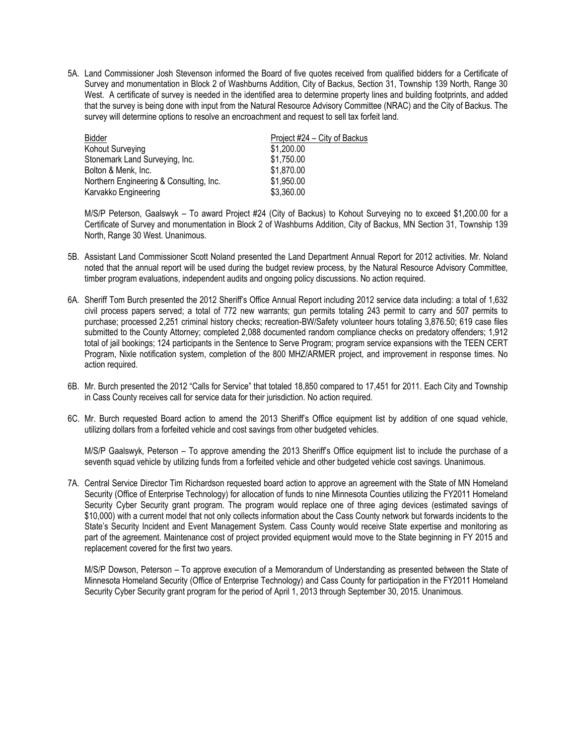5A. Land Commissioner Josh Stevenson informed the Board of five quotes received from qualified bidders for a Certificate of Survey and monumentation in Block 2 of Washburns Addition, City of Backus, Section 31, Township 139 North, Range 30 West. A certificate of survey is needed in the identified area to determine property lines and building footprints, and added that the survey is being done with input from the Natural Resource Advisory Committee (NRAC) and the City of Backus. The survey will determine options to resolve an encroachment and request to sell tax forfeit land.

| Bidder | Project #24 – City of Backus |
|---|---|
| Kohout Surveying | $1,200.00 |
| Stonemark Land Surveying, Inc. | $1,750.00 |
| Bolton & Menk, Inc. | $1,870.00 |
| Northern Engineering & Consulting, Inc. | $1,950.00 |
| Karvakko Engineering | $3,360.00 |

M/S/P Peterson, Gaalswyk – To award Project #24 (City of Backus) to Kohout Surveying no to exceed $1,200.00 for a Certificate of Survey and monumentation in Block 2 of Washburns Addition, City of Backus, MN Section 31, Township 139 North, Range 30 West. Unanimous.

5B. Assistant Land Commissioner Scott Noland presented the Land Department Annual Report for 2012 activities. Mr. Noland noted that the annual report will be used during the budget review process, by the Natural Resource Advisory Committee, timber program evaluations, independent audits and ongoing policy discussions. No action required.

6A. Sheriff Tom Burch presented the 2012 Sheriff's Office Annual Report including 2012 service data including: a total of 1,632 civil process papers served; a total of 772 new warrants; gun permits totaling 243 permit to carry and 507 permits to purchase; processed 2,251 criminal history checks; recreation-BW/Safety volunteer hours totaling 3,876.50; 619 case files submitted to the County Attorney; completed 2,088 documented random compliance checks on predatory offenders; 1,912 total of jail bookings; 124 participants in the Sentence to Serve Program; program service expansions with the TEEN CERT Program, Nixle notification system, completion of the 800 MHZ/ARMER project, and improvement in response times. No action required.

6B. Mr. Burch presented the 2012 "Calls for Service" that totaled 18,850 compared to 17,451 for 2011. Each City and Township in Cass County receives call for service data for their jurisdiction. No action required.

6C. Mr. Burch requested Board action to amend the 2013 Sheriff's Office equipment list by addition of one squad vehicle, utilizing dollars from a forfeited vehicle and cost savings from other budgeted vehicles.

M/S/P Gaalswyk, Peterson – To approve amending the 2013 Sheriff's Office equipment list to include the purchase of a seventh squad vehicle by utilizing funds from a forfeited vehicle and other budgeted vehicle cost savings. Unanimous.

7A. Central Service Director Tim Richardson requested board action to approve an agreement with the State of MN Homeland Security (Office of Enterprise Technology) for allocation of funds to nine Minnesota Counties utilizing the FY2011 Homeland Security Cyber Security grant program. The program would replace one of three aging devices (estimated savings of $10,000) with a current model that not only collects information about the Cass County network but forwards incidents to the State's Security Incident and Event Management System. Cass County would receive State expertise and monitoring as part of the agreement. Maintenance cost of project provided equipment would move to the State beginning in FY 2015 and replacement covered for the first two years.

M/S/P Dowson, Peterson – To approve execution of a Memorandum of Understanding as presented between the State of Minnesota Homeland Security (Office of Enterprise Technology) and Cass County for participation in the FY2011 Homeland Security Cyber Security grant program for the period of April 1, 2013 through September 30, 2015. Unanimous.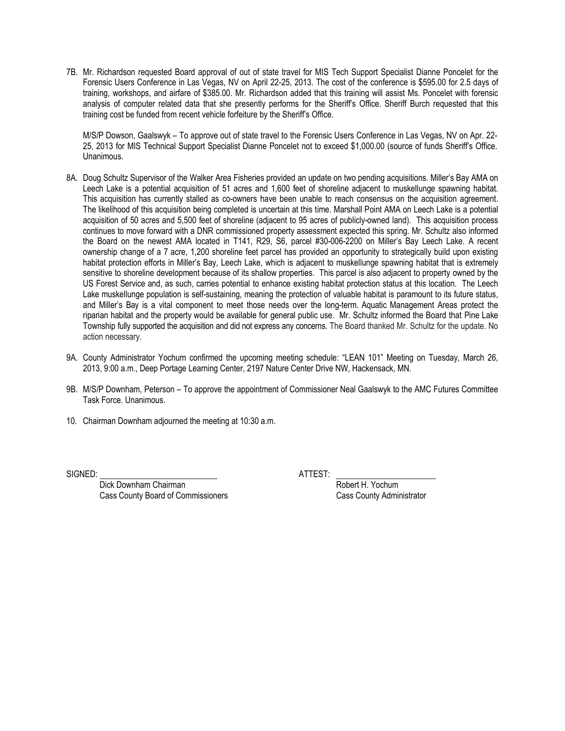7B. Mr. Richardson requested Board approval of out of state travel for MIS Tech Support Specialist Dianne Poncelet for the Forensic Users Conference in Las Vegas, NV on April 22-25, 2013. The cost of the conference is $595.00 for 2.5 days of training, workshops, and airfare of $385.00. Mr. Richardson added that this training will assist Ms. Poncelet with forensic analysis of computer related data that she presently performs for the Sheriff's Office. Sheriff Burch requested that this training cost be funded from recent vehicle forfeiture by the Sheriff's Office.

M/S/P Dowson, Gaalswyk – To approve out of state travel to the Forensic Users Conference in Las Vegas, NV on Apr. 22-25, 2013 for MIS Technical Support Specialist Dianne Poncelet not to exceed $1,000.00 (source of funds Sheriff's Office. Unanimous.

8A. Doug Schultz Supervisor of the Walker Area Fisheries provided an update on two pending acquisitions. Miller's Bay AMA on Leech Lake is a potential acquisition of 51 acres and 1,600 feet of shoreline adjacent to muskellunge spawning habitat. This acquisition has currently stalled as co-owners have been unable to reach consensus on the acquisition agreement. The likelihood of this acquisition being completed is uncertain at this time. Marshall Point AMA on Leech Lake is a potential acquisition of 50 acres and 5,500 feet of shoreline (adjacent to 95 acres of publicly-owned land). This acquisition process continues to move forward with a DNR commissioned property assessment expected this spring. Mr. Schultz also informed the Board on the newest AMA located in T141, R29, S6, parcel #30-006-2200 on Miller's Bay Leech Lake. A recent ownership change of a 7 acre, 1,200 shoreline feet parcel has provided an opportunity to strategically build upon existing habitat protection efforts in Miller's Bay, Leech Lake, which is adjacent to muskellunge spawning habitat that is extremely sensitive to shoreline development because of its shallow properties. This parcel is also adjacent to property owned by the US Forest Service and, as such, carries potential to enhance existing habitat protection status at this location. The Leech Lake muskellunge population is self-sustaining, meaning the protection of valuable habitat is paramount to its future status, and Miller's Bay is a vital component to meet those needs over the long-term. Aquatic Management Areas protect the riparian habitat and the property would be available for general public use. Mr. Schultz informed the Board that Pine Lake Township fully supported the acquisition and did not express any concerns. The Board thanked Mr. Schultz for the update. No action necessary.

9A. County Administrator Yochum confirmed the upcoming meeting schedule: "LEAN 101" Meeting on Tuesday, March 26, 2013, 9:00 a.m., Deep Portage Learning Center, 2197 Nature Center Drive NW, Hackensack, MN.

9B. M/S/P Downham, Peterson – To approve the appointment of Commissioner Neal Gaalswyk to the AMC Futures Committee Task Force. Unanimous.

10. Chairman Downham adjourned the meeting at 10:30 a.m.

SIGNED: ___________________________

Dick Downham Chairman
Cass County Board of Commissioners

ATTEST: ___________________________

Robert H. Yochum
Cass County Administrator